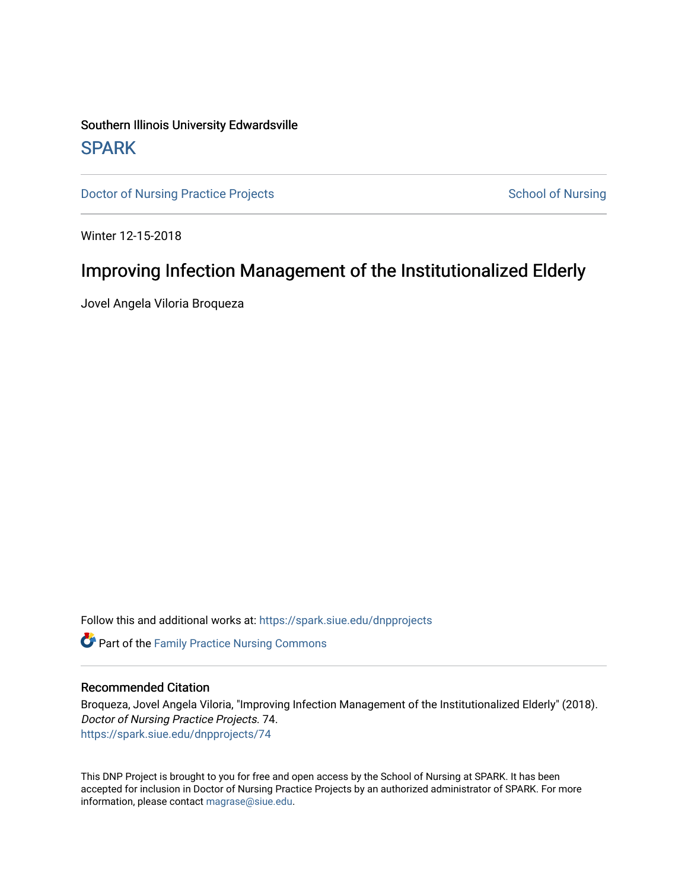Southern Illinois University Edwardsville

## SPARK

Doctor of Nursing Practice Projects

School of Nursing

Winter 12-15-2018

# Improving Infection Management of the Institutionalized Elderly

Jovel Angela Viloria Broqueza

Follow this and additional works at: https://spark.siue.edu/dnpprojects

Part of the Family Practice Nursing Commons

### Recommended Citation

Broqueza, Jovel Angela Viloria, "Improving Infection Management of the Institutionalized Elderly" (2018). *Doctor of Nursing Practice Projects*. 74.
https://spark.siue.edu/dnpprojects/74

This DNP Project is brought to you for free and open access by the School of Nursing at SPARK. It has been accepted for inclusion in Doctor of Nursing Practice Projects by an authorized administrator of SPARK. For more information, please contact magrase@siue.edu.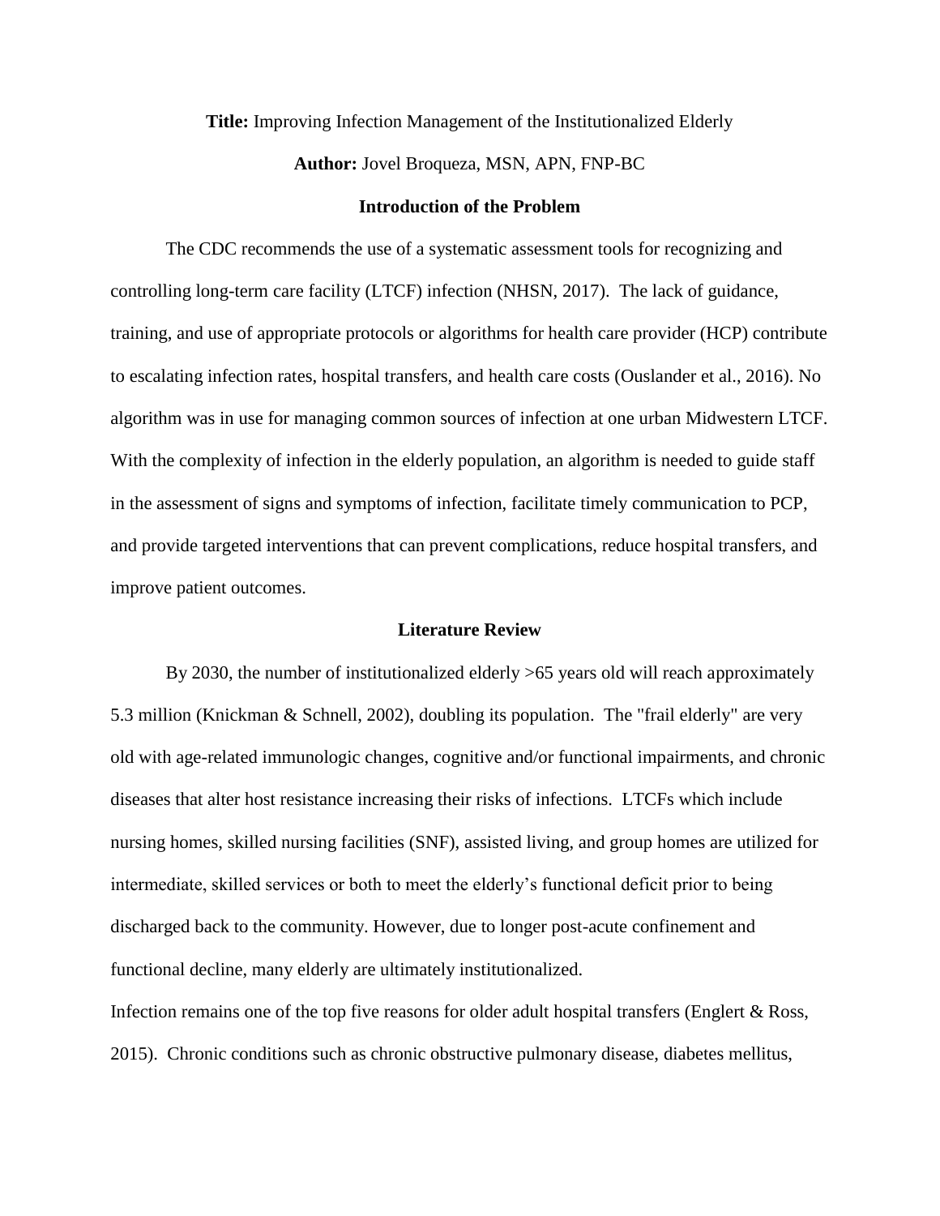**Title:** Improving Infection Management of the Institutionalized Elderly

**Author:** Jovel Broqueza, MSN, APN, FNP-BC

## Introduction of the Problem

The CDC recommends the use of a systematic assessment tools for recognizing and controlling long-term care facility (LTCF) infection (NHSN, 2017). The lack of guidance, training, and use of appropriate protocols or algorithms for health care provider (HCP) contribute to escalating infection rates, hospital transfers, and health care costs (Ouslander et al., 2016). No algorithm was in use for managing common sources of infection at one urban Midwestern LTCF. With the complexity of infection in the elderly population, an algorithm is needed to guide staff in the assessment of signs and symptoms of infection, facilitate timely communication to PCP, and provide targeted interventions that can prevent complications, reduce hospital transfers, and improve patient outcomes.

## Literature Review

By 2030, the number of institutionalized elderly >65 years old will reach approximately 5.3 million (Knickman & Schnell, 2002), doubling its population. The "frail elderly" are very old with age-related immunologic changes, cognitive and/or functional impairments, and chronic diseases that alter host resistance increasing their risks of infections. LTCFs which include nursing homes, skilled nursing facilities (SNF), assisted living, and group homes are utilized for intermediate, skilled services or both to meet the elderly's functional deficit prior to being discharged back to the community. However, due to longer post-acute confinement and functional decline, many elderly are ultimately institutionalized.

Infection remains one of the top five reasons for older adult hospital transfers (Englert & Ross, 2015). Chronic conditions such as chronic obstructive pulmonary disease, diabetes mellitus,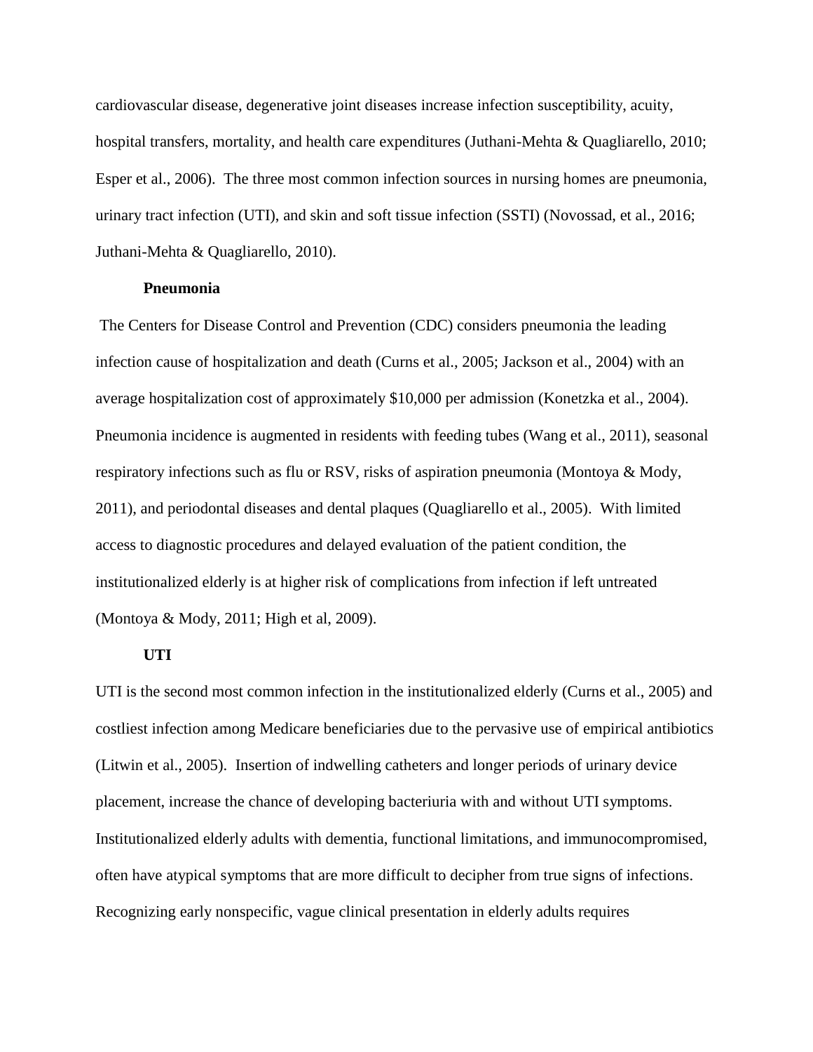cardiovascular disease, degenerative joint diseases increase infection susceptibility, acuity, hospital transfers, mortality, and health care expenditures (Juthani-Mehta & Quagliarello, 2010; Esper et al., 2006). The three most common infection sources in nursing homes are pneumonia, urinary tract infection (UTI), and skin and soft tissue infection (SSTI) (Novossad, et al., 2016; Juthani-Mehta & Quagliarello, 2010).

### Pneumonia

The Centers for Disease Control and Prevention (CDC) considers pneumonia the leading infection cause of hospitalization and death (Curns et al., 2005; Jackson et al., 2004) with an average hospitalization cost of approximately $10,000 per admission (Konetzka et al., 2004). Pneumonia incidence is augmented in residents with feeding tubes (Wang et al., 2011), seasonal respiratory infections such as flu or RSV, risks of aspiration pneumonia (Montoya & Mody, 2011), and periodontal diseases and dental plaques (Quagliarello et al., 2005). With limited access to diagnostic procedures and delayed evaluation of the patient condition, the institutionalized elderly is at higher risk of complications from infection if left untreated (Montoya & Mody, 2011; High et al, 2009).

### UTI

UTI is the second most common infection in the institutionalized elderly (Curns et al., 2005) and costliest infection among Medicare beneficiaries due to the pervasive use of empirical antibiotics (Litwin et al., 2005). Insertion of indwelling catheters and longer periods of urinary device placement, increase the chance of developing bacteriuria with and without UTI symptoms. Institutionalized elderly adults with dementia, functional limitations, and immunocompromised, often have atypical symptoms that are more difficult to decipher from true signs of infections. Recognizing early nonspecific, vague clinical presentation in elderly adults requires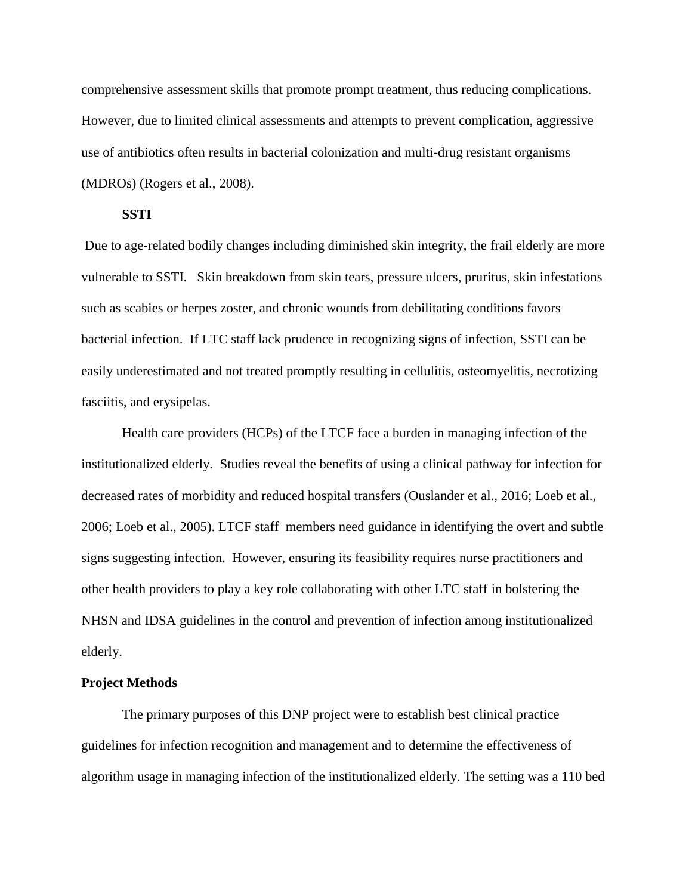comprehensive assessment skills that promote prompt treatment, thus reducing complications. However, due to limited clinical assessments and attempts to prevent complication, aggressive use of antibiotics often results in bacterial colonization and multi-drug resistant organisms (MDROs) (Rogers et al., 2008).

**SSTI**

Due to age-related bodily changes including diminished skin integrity, the frail elderly are more vulnerable to SSTI. Skin breakdown from skin tears, pressure ulcers, pruritus, skin infestations such as scabies or herpes zoster, and chronic wounds from debilitating conditions favors bacterial infection. If LTC staff lack prudence in recognizing signs of infection, SSTI can be easily underestimated and not treated promptly resulting in cellulitis, osteomyelitis, necrotizing fasciitis, and erysipelas.

Health care providers (HCPs) of the LTCF face a burden in managing infection of the institutionalized elderly. Studies reveal the benefits of using a clinical pathway for infection for decreased rates of morbidity and reduced hospital transfers (Ouslander et al., 2016; Loeb et al., 2006; Loeb et al., 2005). LTCF staff members need guidance in identifying the overt and subtle signs suggesting infection. However, ensuring its feasibility requires nurse practitioners and other health providers to play a key role collaborating with other LTC staff in bolstering the NHSN and IDSA guidelines in the control and prevention of infection among institutionalized elderly.

## Project Methods

The primary purposes of this DNP project were to establish best clinical practice guidelines for infection recognition and management and to determine the effectiveness of algorithm usage in managing infection of the institutionalized elderly. The setting was a 110 bed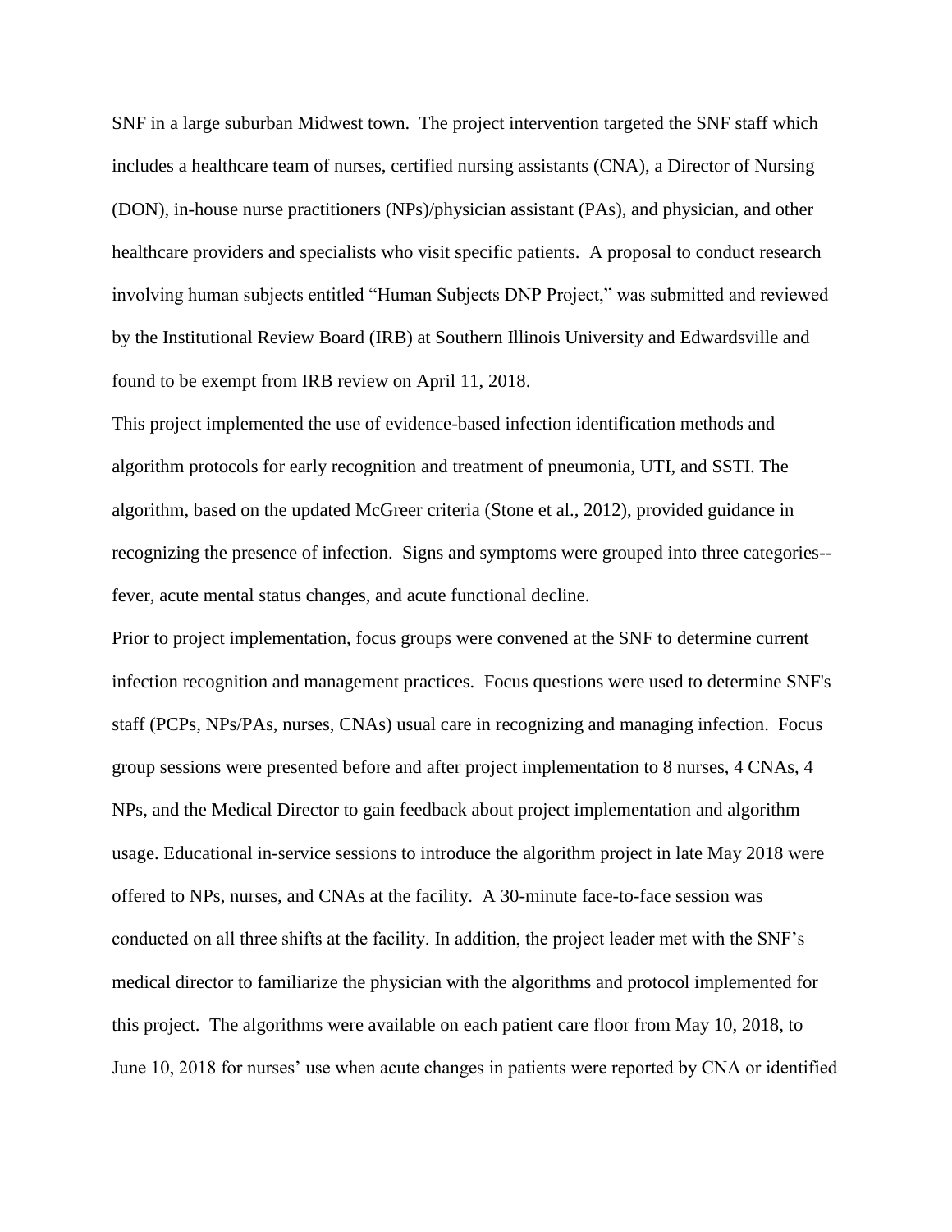SNF in a large suburban Midwest town. The project intervention targeted the SNF staff which includes a healthcare team of nurses, certified nursing assistants (CNA), a Director of Nursing (DON), in-house nurse practitioners (NPs)/physician assistant (PAs), and physician, and other healthcare providers and specialists who visit specific patients. A proposal to conduct research involving human subjects entitled "Human Subjects DNP Project," was submitted and reviewed by the Institutional Review Board (IRB) at Southern Illinois University and Edwardsville and found to be exempt from IRB review on April 11, 2018.

This project implemented the use of evidence-based infection identification methods and algorithm protocols for early recognition and treatment of pneumonia, UTI, and SSTI. The algorithm, based on the updated McGreer criteria (Stone et al., 2012), provided guidance in recognizing the presence of infection. Signs and symptoms were grouped into three categories--fever, acute mental status changes, and acute functional decline.

Prior to project implementation, focus groups were convened at the SNF to determine current infection recognition and management practices. Focus questions were used to determine SNF's staff (PCPs, NPs/PAs, nurses, CNAs) usual care in recognizing and managing infection. Focus group sessions were presented before and after project implementation to 8 nurses, 4 CNAs, 4 NPs, and the Medical Director to gain feedback about project implementation and algorithm usage. Educational in-service sessions to introduce the algorithm project in late May 2018 were offered to NPs, nurses, and CNAs at the facility. A 30-minute face-to-face session was conducted on all three shifts at the facility. In addition, the project leader met with the SNF's medical director to familiarize the physician with the algorithms and protocol implemented for this project. The algorithms were available on each patient care floor from May 10, 2018, to June 10, 2018 for nurses' use when acute changes in patients were reported by CNA or identified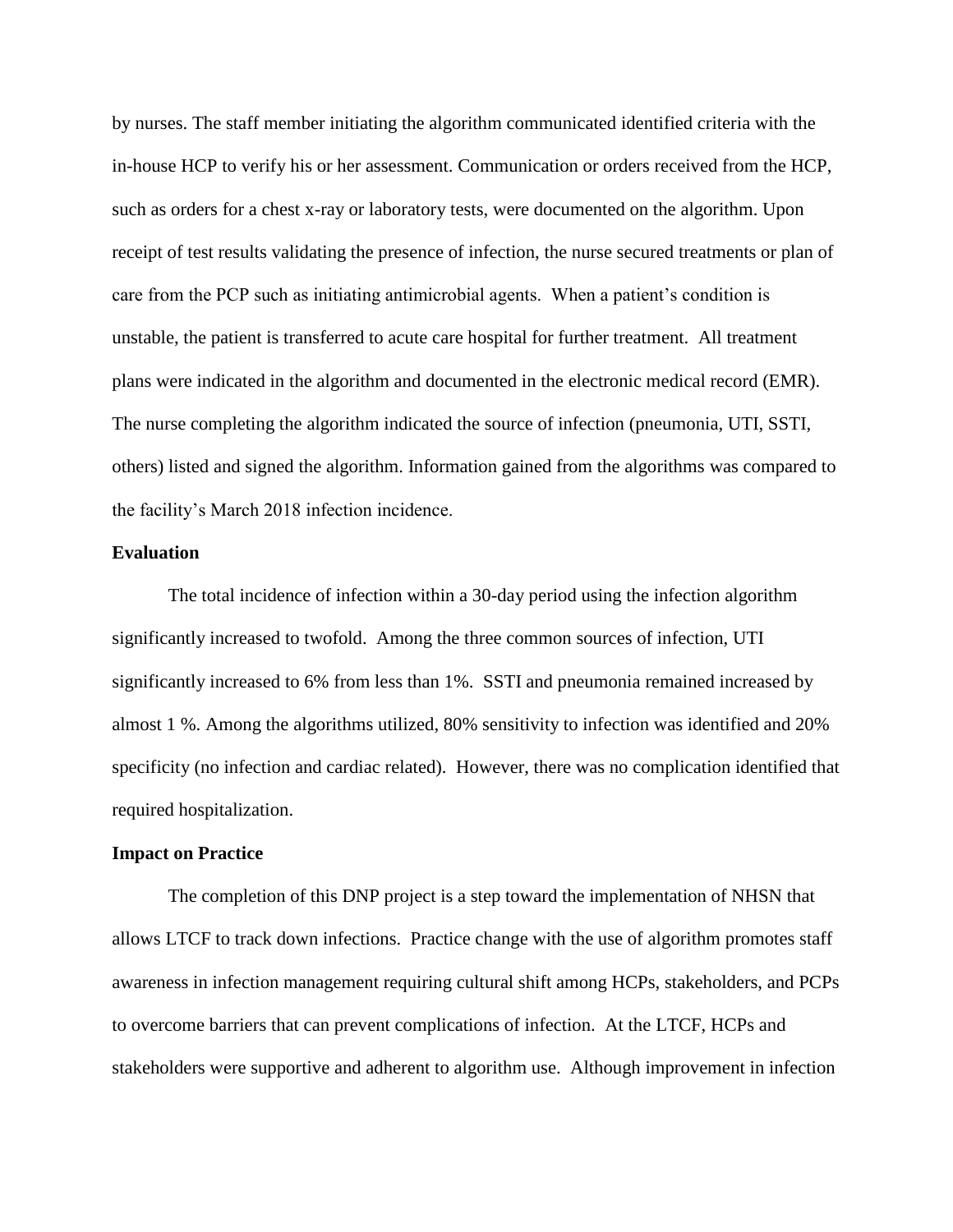by nurses. The staff member initiating the algorithm communicated identified criteria with the in-house HCP to verify his or her assessment. Communication or orders received from the HCP, such as orders for a chest x-ray or laboratory tests, were documented on the algorithm. Upon receipt of test results validating the presence of infection, the nurse secured treatments or plan of care from the PCP such as initiating antimicrobial agents. When a patient's condition is unstable, the patient is transferred to acute care hospital for further treatment. All treatment plans were indicated in the algorithm and documented in the electronic medical record (EMR). The nurse completing the algorithm indicated the source of infection (pneumonia, UTI, SSTI, others) listed and signed the algorithm. Information gained from the algorithms was compared to the facility's March 2018 infection incidence.

**Evaluation**

The total incidence of infection within a 30-day period using the infection algorithm significantly increased to twofold. Among the three common sources of infection, UTI significantly increased to 6% from less than 1%. SSTI and pneumonia remained increased by almost 1 %. Among the algorithms utilized, 80% sensitivity to infection was identified and 20% specificity (no infection and cardiac related). However, there was no complication identified that required hospitalization.

**Impact on Practice**

The completion of this DNP project is a step toward the implementation of NHSN that allows LTCF to track down infections. Practice change with the use of algorithm promotes staff awareness in infection management requiring cultural shift among HCPs, stakeholders, and PCPs to overcome barriers that can prevent complications of infection. At the LTCF, HCPs and stakeholders were supportive and adherent to algorithm use. Although improvement in infection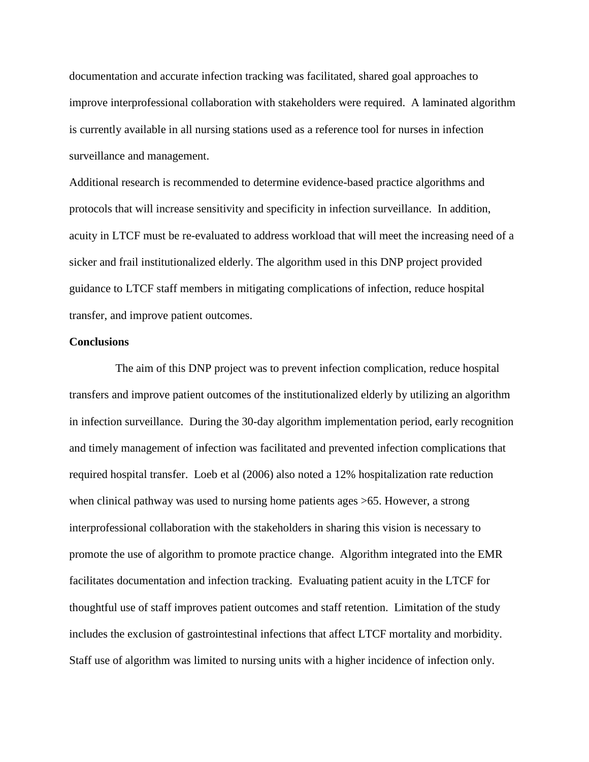documentation and accurate infection tracking was facilitated, shared goal approaches to improve interprofessional collaboration with stakeholders were required. A laminated algorithm is currently available in all nursing stations used as a reference tool for nurses in infection surveillance and management.

Additional research is recommended to determine evidence-based practice algorithms and protocols that will increase sensitivity and specificity in infection surveillance. In addition, acuity in LTCF must be re-evaluated to address workload that will meet the increasing need of a sicker and frail institutionalized elderly. The algorithm used in this DNP project provided guidance to LTCF staff members in mitigating complications of infection, reduce hospital transfer, and improve patient outcomes.

**Conclusions**

The aim of this DNP project was to prevent infection complication, reduce hospital transfers and improve patient outcomes of the institutionalized elderly by utilizing an algorithm in infection surveillance. During the 30-day algorithm implementation period, early recognition and timely management of infection was facilitated and prevented infection complications that required hospital transfer. Loeb et al (2006) also noted a 12% hospitalization rate reduction when clinical pathway was used to nursing home patients ages >65. However, a strong interprofessional collaboration with the stakeholders in sharing this vision is necessary to promote the use of algorithm to promote practice change. Algorithm integrated into the EMR facilitates documentation and infection tracking. Evaluating patient acuity in the LTCF for thoughtful use of staff improves patient outcomes and staff retention. Limitation of the study includes the exclusion of gastrointestinal infections that affect LTCF mortality and morbidity. Staff use of algorithm was limited to nursing units with a higher incidence of infection only.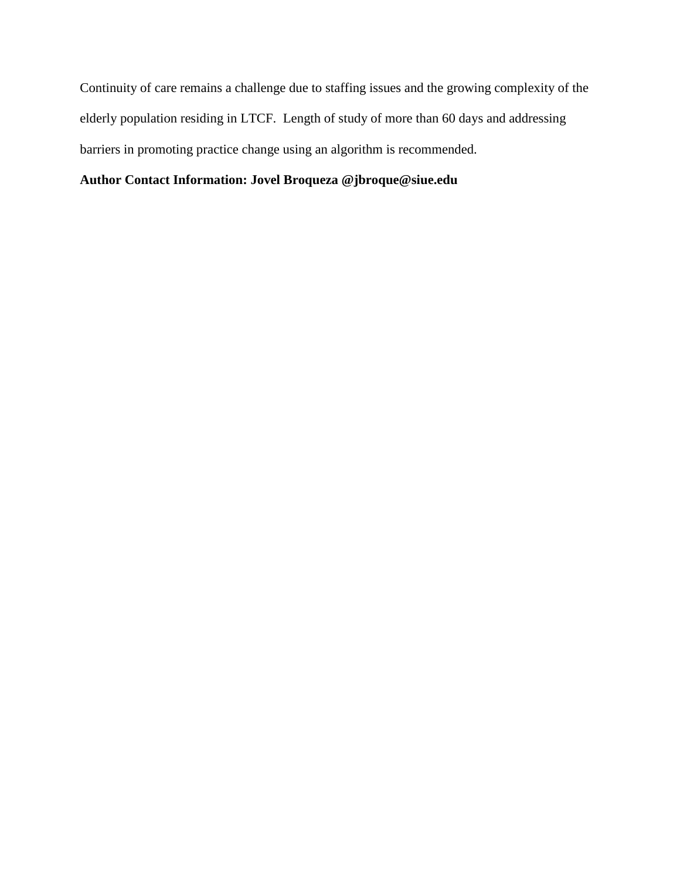Continuity of care remains a challenge due to staffing issues and the growing complexity of the elderly population residing in LTCF.  Length of study of more than 60 days and addressing barriers in promoting practice change using an algorithm is recommended.

**Author Contact Information: Jovel Broqueza @jbroque@siue.edu**